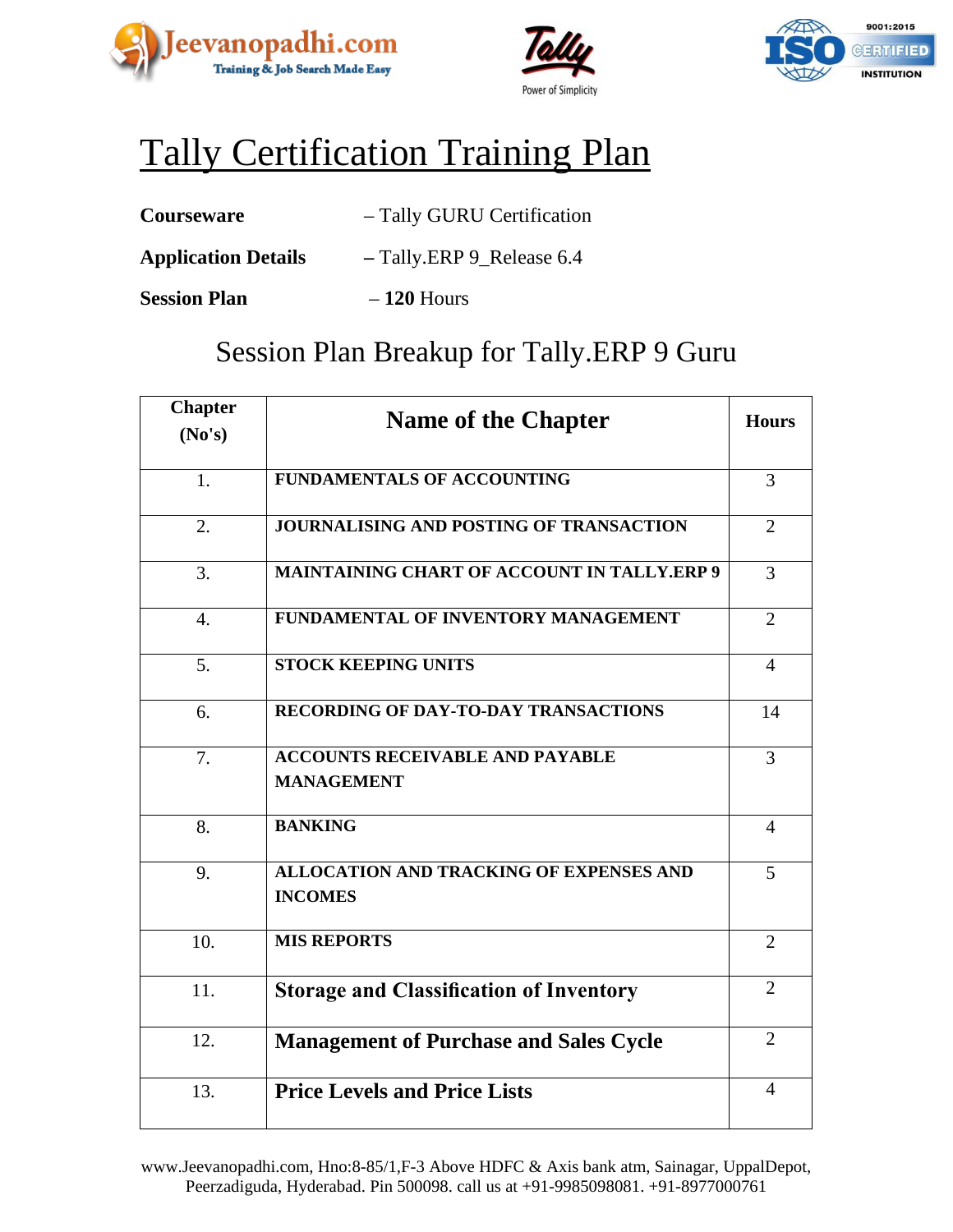# Tally Certification Training Plan

**Courseware** – Tally GURU Certification

**Application Details** **–** Tally.ERP 9_Release 6.4

**Session Plan** – **120** Hours

## Session Plan Breakup for Tally.ERP 9 Guru

| Chapter (No's) | Name of the Chapter | Hours |
|---|---|---|
| 1. | **FUNDAMENTALS OF ACCOUNTING** | 3 |
| 2. | **JOURNALISING AND POSTING OF TRANSACTION** | 2 |
| 3. | **MAINTAINING CHART OF ACCOUNT IN TALLY.ERP 9** | 3 |
| 4. | **FUNDAMENTAL OF INVENTORY MANAGEMENT** | 2 |
| 5. | **STOCK KEEPING UNITS** | 4 |
| 6. | **RECORDING OF DAY-TO-DAY TRANSACTIONS** | 14 |
| 7. | **ACCOUNTS RECEIVABLE AND PAYABLE MANAGEMENT** | 3 |
| 8. | **BANKING** | 4 |
| 9. | **ALLOCATION AND TRACKING OF EXPENSES AND INCOMES** | 5 |
| 10. | **MIS REPORTS** | 2 |
| 11. | **Storage and Classification of Inventory** | 2 |
| 12. | **Management of Purchase and Sales Cycle** | 2 |
| 13. | **Price Levels and Price Lists** | 4 |

www.Jeevanopadhi.com, Hno:8-85/1,F-3 Above HDFC & Axis bank atm, Sainagar, UppalDepot, Peerzadiguda, Hyderabad. Pin 500098. call us at +91-9985098081. +91-8977000761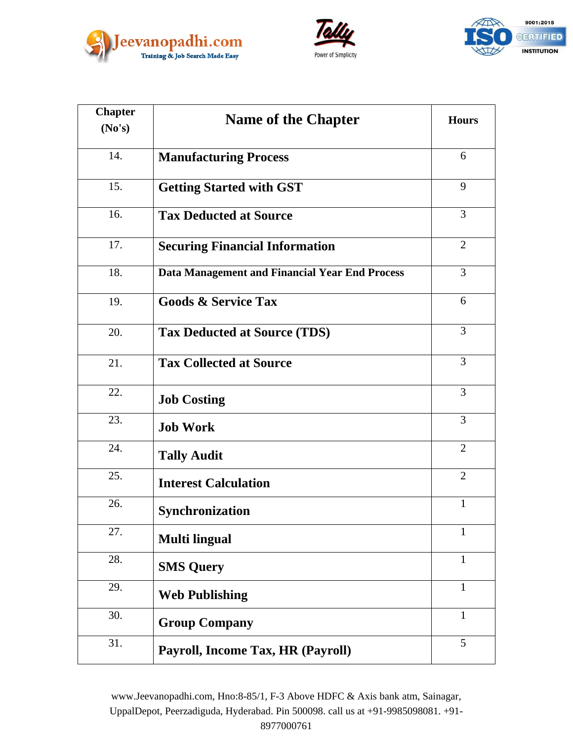| Chapter (No's) | Name of the Chapter | Hours |
|---|---|---|
| 14. | **Manufacturing Process** | 6 |
| 15. | **Getting Started with GST** | 9 |
| 16. | **Tax Deducted at Source** | 3 |
| 17. | **Securing Financial Information** | 2 |
| 18. | **Data Management and Financial Year End Process** | 3 |
| 19. | **Goods & Service Tax** | 6 |
| 20. | **Tax Deducted at Source (TDS)** | 3 |
| 21. | **Tax Collected at Source** | 3 |
| 22. | **Job Costing** | 3 |
| 23. | **Job Work** | 3 |
| 24. | **Tally Audit** | 2 |
| 25. | **Interest Calculation** | 2 |
| 26. | **Synchronization** | 1 |
| 27. | **Multi lingual** | 1 |
| 28. | **SMS Query** | 1 |
| 29. | **Web Publishing** | 1 |
| 30. | **Group Company** | 1 |
| 31. | **Payroll, Income Tax, HR (Payroll)** | 5 |

www.Jeevanopadhi.com, Hno:8-85/1, F-3 Above HDFC & Axis bank atm, Sainagar, UppalDepot, Peerzadiguda, Hyderabad. Pin 500098. call us at +91-9985098081. +91-8977000761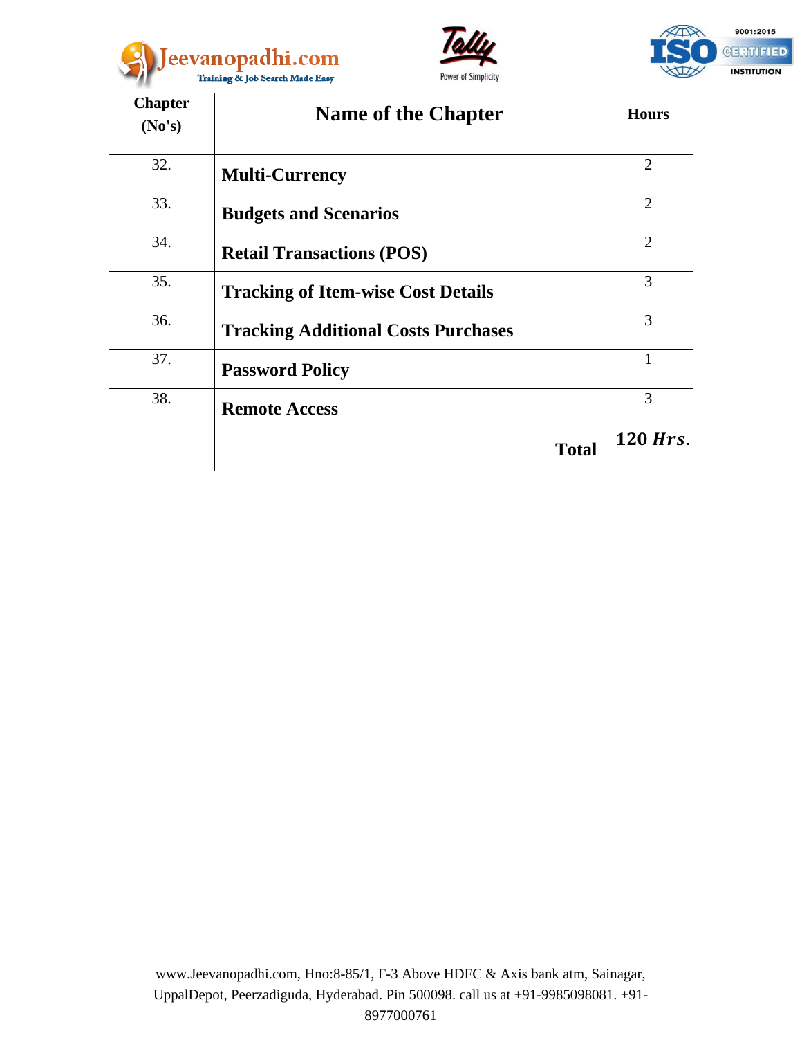| Chapter (No's) | Name of the Chapter | Hours |
|---|---|---|
| 32. | **Multi-Currency** | 2 |
| 33. | **Budgets and Scenarios** | 2 |
| 34. | **Retail Transactions (POS)** | 2 |
| 35. | **Tracking of Item-wise Cost Details** | 3 |
| 36. | **Tracking Additional Costs Purchases** | 3 |
| 37. | **Password Policy** | 1 |
| 38. | **Remote Access** | 3 |
| | **Total** | **120 *Hrs*.** |

www.Jeevanopadhi.com, Hno:8-85/1, F-3 Above HDFC & Axis bank atm, Sainagar, UppalDepot, Peerzadiguda, Hyderabad. Pin 500098. call us at +91-9985098081. +91-8977000761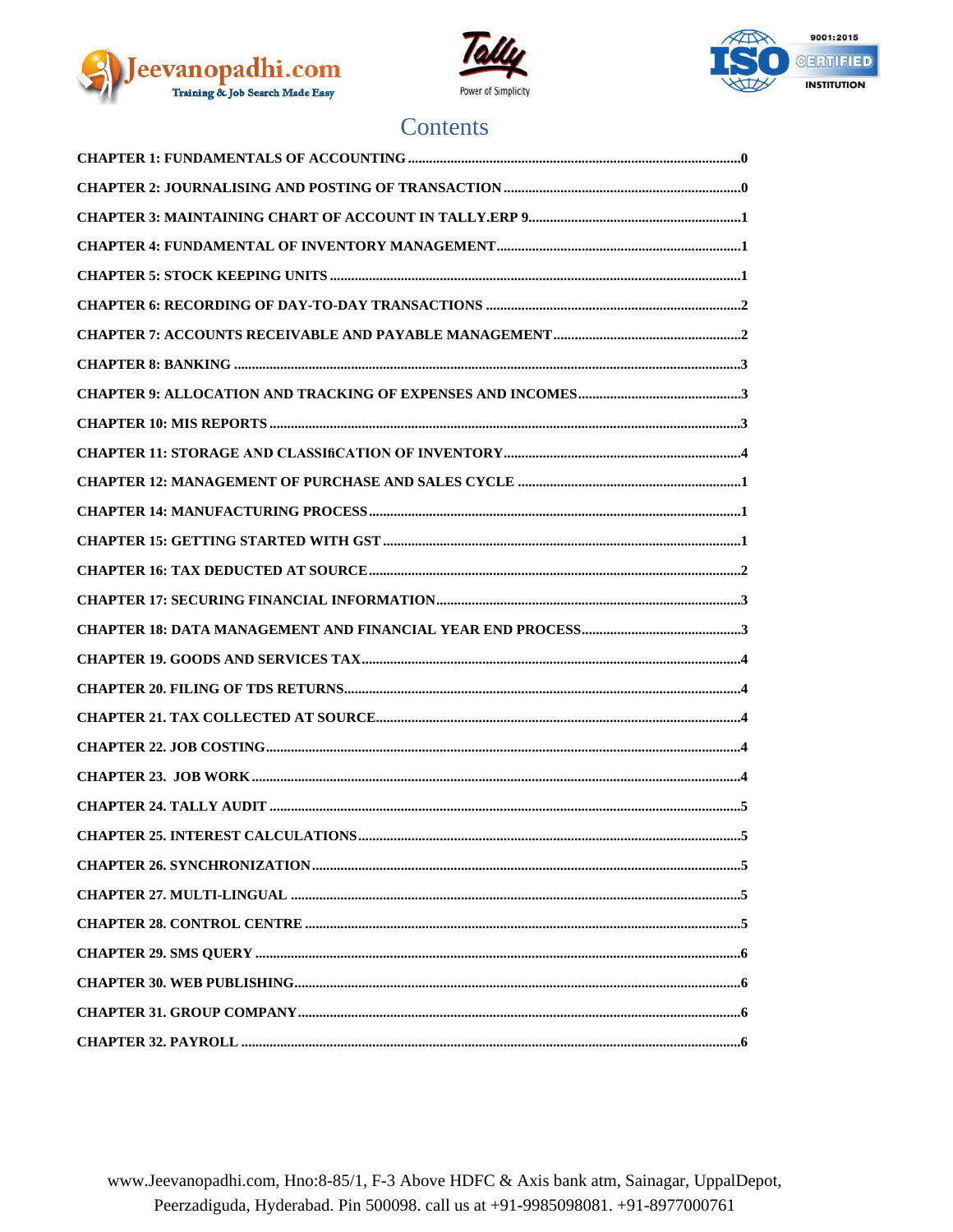# Contents

CHAPTER 1: FUNDAMENTALS OF ACCOUNTING ........ 0

CHAPTER 2: JOURNALISING AND POSTING OF TRANSACTION ........ 0

CHAPTER 3: MAINTAINING CHART OF ACCOUNT IN TALLY.ERP 9 ........ 1

CHAPTER 4: FUNDAMENTAL OF INVENTORY MANAGEMENT ........ 1

CHAPTER 5: STOCK KEEPING UNITS ........ 1

CHAPTER 6: RECORDING OF DAY-TO-DAY TRANSACTIONS ........ 2

CHAPTER 7: ACCOUNTS RECEIVABLE AND PAYABLE MANAGEMENT ........ 2

CHAPTER 8: BANKING ........ 3

CHAPTER 9: ALLOCATION AND TRACKING OF EXPENSES AND INCOMES ........ 3

CHAPTER 10: MIS REPORTS ........ 3

CHAPTER 11: STORAGE AND CLASSIfiCATION OF INVENTORY ........ 4

CHAPTER 12: MANAGEMENT OF PURCHASE AND SALES CYCLE ........ 1

CHAPTER 14: MANUFACTURING PROCESS ........ 1

CHAPTER 15: GETTING STARTED WITH GST ........ 1

CHAPTER 16: TAX DEDUCTED AT SOURCE ........ 2

CHAPTER 17: SECURING FINANCIAL INFORMATION ........ 3

CHAPTER 18: DATA MANAGEMENT AND FINANCIAL YEAR END PROCESS ........ 3

CHAPTER 19. GOODS AND SERVICES TAX ........ 4

CHAPTER 20. FILING OF TDS RETURNS ........ 4

CHAPTER 21. TAX COLLECTED AT SOURCE ........ 4

CHAPTER 22. JOB COSTING ........ 4

CHAPTER 23. JOB WORK ........ 4

CHAPTER 24. TALLY AUDIT ........ 5

CHAPTER 25. INTEREST CALCULATIONS ........ 5

CHAPTER 26. SYNCHRONIZATION ........ 5

CHAPTER 27. MULTI-LINGUAL ........ 5

CHAPTER 28. CONTROL CENTRE ........ 5

CHAPTER 29. SMS QUERY ........ 6

CHAPTER 30. WEB PUBLISHING ........ 6

CHAPTER 31. GROUP COMPANY ........ 6

CHAPTER 32. PAYROLL ........ 6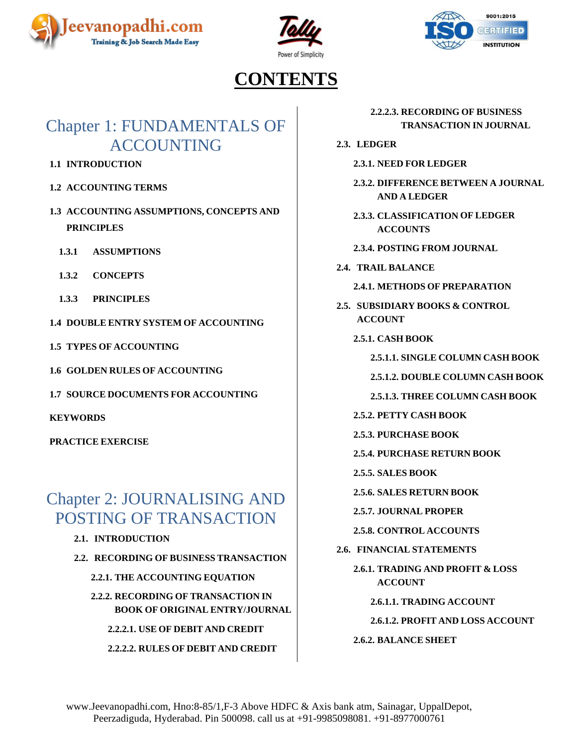# CONTENTS

## Chapter 1: FUNDAMENTALS OF ACCOUNTING

**1.1 INTRODUCTION**

**1.2 ACCOUNTING TERMS**

**1.3 ACCOUNTING ASSUMPTIONS, CONCEPTS AND PRINCIPLES**

- **1.3.1 ASSUMPTIONS**
- **1.3.2 CONCEPTS**
- **1.3.3 PRINCIPLES**

**1.4 DOUBLE ENTRY SYSTEM OF ACCOUNTING**

**1.5 TYPES OF ACCOUNTING**

**1.6 GOLDEN RULES OF ACCOUNTING**

**1.7 SOURCE DOCUMENTS FOR ACCOUNTING**

**KEYWORDS**

**PRACTICE EXERCISE**

## Chapter 2: JOURNALISING AND POSTING OF TRANSACTION

**2.1. INTRODUCTION**

**2.2. RECORDING OF BUSINESS TRANSACTION**

- **2.2.1. THE ACCOUNTING EQUATION**
- **2.2.2. RECORDING OF TRANSACTION IN BOOK OF ORIGINAL ENTRY/JOURNAL**
  - **2.2.2.1. USE OF DEBIT AND CREDIT**
  - **2.2.2.2. RULES OF DEBIT AND CREDIT**
  - **2.2.2.3. RECORDING OF BUSINESS TRANSACTION IN JOURNAL**

**2.3. LEDGER**

- **2.3.1. NEED FOR LEDGER**
- **2.3.2. DIFFERENCE BETWEEN A JOURNAL AND A LEDGER**
- **2.3.3. CLASSIFICATION OF LEDGER ACCOUNTS**
- **2.3.4. POSTING FROM JOURNAL**

**2.4. TRAIL BALANCE**

- **2.4.1. METHODS OF PREPARATION**

**2.5. SUBSIDIARY BOOKS & CONTROL ACCOUNT**

- **2.5.1. CASH BOOK**
  - **2.5.1.1. SINGLE COLUMN CASH BOOK**
  - **2.5.1.2. DOUBLE COLUMN CASH BOOK**
  - **2.5.1.3. THREE COLUMN CASH BOOK**
- **2.5.2. PETTY CASH BOOK**
- **2.5.3. PURCHASE BOOK**
- **2.5.4. PURCHASE RETURN BOOK**
- **2.5.5. SALES BOOK**
- **2.5.6. SALES RETURN BOOK**
- **2.5.7. JOURNAL PROPER**
- **2.5.8. CONTROL ACCOUNTS**

**2.6. FINANCIAL STATEMENTS**

- **2.6.1. TRADING AND PROFIT & LOSS ACCOUNT**
  - **2.6.1.1. TRADING ACCOUNT**
  - **2.6.1.2. PROFIT AND LOSS ACCOUNT**
- **2.6.2. BALANCE SHEET**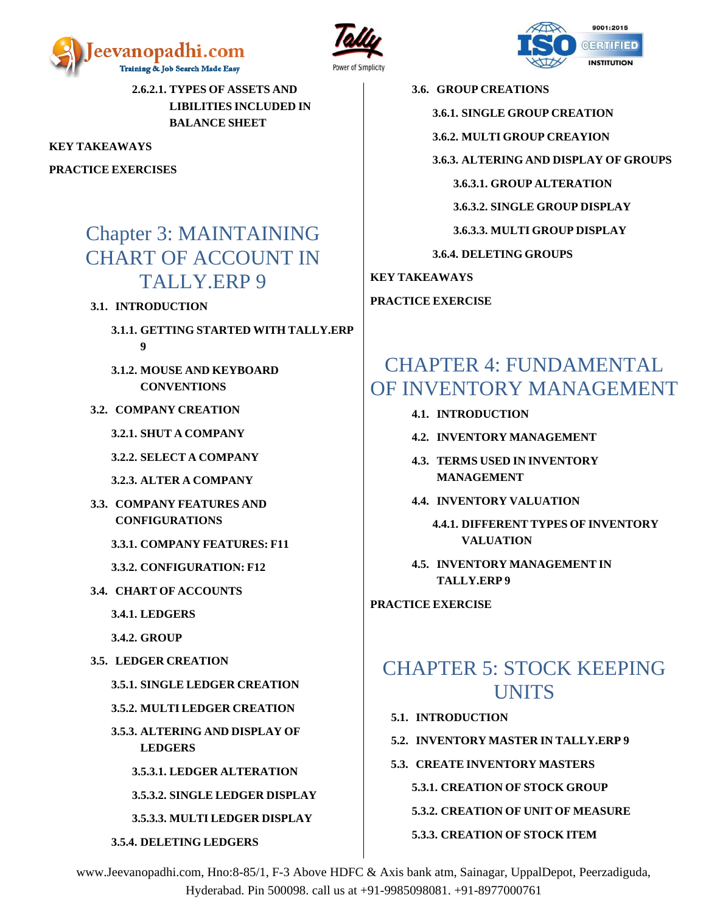**2.6.2.1. TYPES OF ASSETS AND LIBILITIES INCLUDED IN BALANCE SHEET**

**KEY TAKEAWAYS**

**PRACTICE EXERCISES**

# Chapter 3: MAINTAINING CHART OF ACCOUNT IN TALLY.ERP 9

**3.1. INTRODUCTION**

**3.1.1. GETTING STARTED WITH TALLY.ERP 9**

**3.1.2. MOUSE AND KEYBOARD CONVENTIONS**

**3.2. COMPANY CREATION**

**3.2.1. SHUT A COMPANY**

**3.2.2. SELECT A COMPANY**

**3.2.3. ALTER A COMPANY**

**3.3. COMPANY FEATURES AND CONFIGURATIONS**

**3.3.1. COMPANY FEATURES: F11**

**3.3.2. CONFIGURATION: F12**

**3.4. CHART OF ACCOUNTS**

**3.4.1. LEDGERS**

**3.4.2. GROUP**

**3.5. LEDGER CREATION**

**3.5.1. SINGLE LEDGER CREATION**

**3.5.2. MULTI LEDGER CREATION**

**3.5.3. ALTERING AND DISPLAY OF LEDGERS**

**3.5.3.1. LEDGER ALTERATION**

**3.5.3.2. SINGLE LEDGER DISPLAY**

**3.5.3.3. MULTI LEDGER DISPLAY**

**3.5.4. DELETING LEDGERS**

**3.6. GROUP CREATIONS**

**3.6.1. SINGLE GROUP CREATION**

**3.6.2. MULTI GROUP CREAYION**

**3.6.3. ALTERING AND DISPLAY OF GROUPS**

**3.6.3.1. GROUP ALTERATION**

**3.6.3.2. SINGLE GROUP DISPLAY**

**3.6.3.3. MULTI GROUP DISPLAY**

**3.6.4. DELETING GROUPS**

**KEY TAKEAWAYS**

**PRACTICE EXERCISE**

# CHAPTER 4: FUNDAMENTAL OF INVENTORY MANAGEMENT

**4.1. INTRODUCTION**

**4.2. INVENTORY MANAGEMENT**

**4.3. TERMS USED IN INVENTORY MANAGEMENT**

**4.4. INVENTORY VALUATION**

**4.4.1. DIFFERENT TYPES OF INVENTORY VALUATION**

**4.5. INVENTORY MANAGEMENT IN TALLY.ERP 9**

**PRACTICE EXERCISE**

# CHAPTER 5: STOCK KEEPING UNITS

**5.1. INTRODUCTION**

**5.2. INVENTORY MASTER IN TALLY.ERP 9**

**5.3. CREATE INVENTORY MASTERS**

**5.3.1. CREATION OF STOCK GROUP**

**5.3.2. CREATION OF UNIT OF MEASURE**

**5.3.3. CREATION OF STOCK ITEM**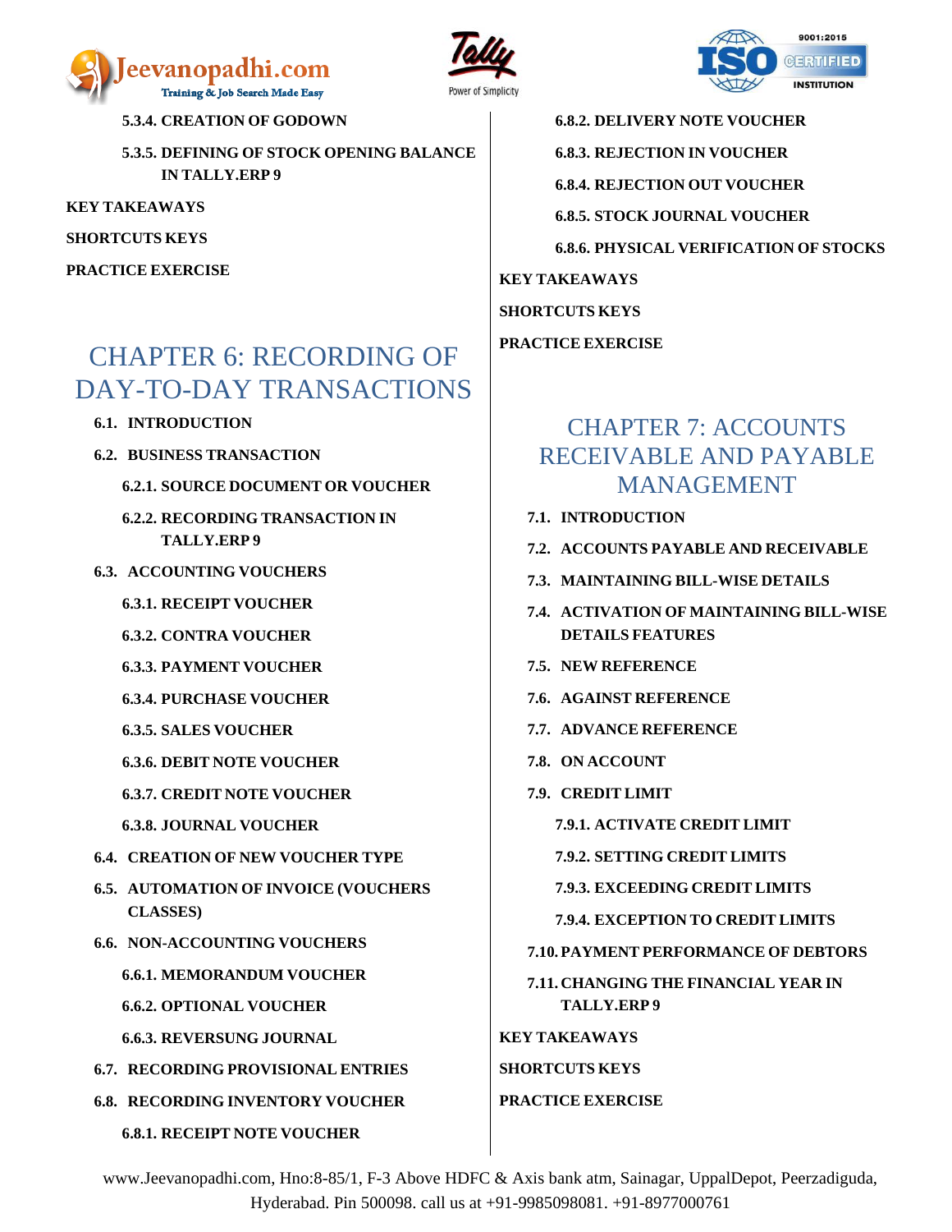5.3.4. CREATION OF GODOWN

5.3.5. DEFINING OF STOCK OPENING BALANCE IN TALLY.ERP 9

**KEY TAKEAWAYS**

**SHORTCUTS KEYS**

**PRACTICE EXERCISE**

# CHAPTER 6: RECORDING OF DAY-TO-DAY TRANSACTIONS

- **6.1. INTRODUCTION**
- **6.2. BUSINESS TRANSACTION**
  - **6.2.1. SOURCE DOCUMENT OR VOUCHER**
  - **6.2.2. RECORDING TRANSACTION IN TALLY.ERP 9**
- **6.3. ACCOUNTING VOUCHERS**
  - **6.3.1. RECEIPT VOUCHER**
  - **6.3.2. CONTRA VOUCHER**
  - **6.3.3. PAYMENT VOUCHER**
  - **6.3.4. PURCHASE VOUCHER**
  - **6.3.5. SALES VOUCHER**
  - **6.3.6. DEBIT NOTE VOUCHER**
  - **6.3.7. CREDIT NOTE VOUCHER**
  - **6.3.8. JOURNAL VOUCHER**
- **6.4. CREATION OF NEW VOUCHER TYPE**
- **6.5. AUTOMATION OF INVOICE (VOUCHERS CLASSES)**
- **6.6. NON-ACCOUNTING VOUCHERS**
  - **6.6.1. MEMORANDUM VOUCHER**
  - **6.6.2. OPTIONAL VOUCHER**
  - **6.6.3. REVERSUNG JOURNAL**
- **6.7. RECORDING PROVISIONAL ENTRIES**
- **6.8. RECORDING INVENTORY VOUCHER**
  - **6.8.1. RECEIPT NOTE VOUCHER**
  - **6.8.2. DELIVERY NOTE VOUCHER**
  - **6.8.3. REJECTION IN VOUCHER**
  - **6.8.4. REJECTION OUT VOUCHER**
  - **6.8.5. STOCK JOURNAL VOUCHER**
  - **6.8.6. PHYSICAL VERIFICATION OF STOCKS**

**KEY TAKEAWAYS**

**SHORTCUTS KEYS**

**PRACTICE EXERCISE**

# CHAPTER 7: ACCOUNTS RECEIVABLE AND PAYABLE MANAGEMENT

- **7.1. INTRODUCTION**
- **7.2. ACCOUNTS PAYABLE AND RECEIVABLE**
- **7.3. MAINTAINING BILL-WISE DETAILS**
- **7.4. ACTIVATION OF MAINTAINING BILL-WISE DETAILS FEATURES**
- **7.5. NEW REFERENCE**
- **7.6. AGAINST REFERENCE**
- **7.7. ADVANCE REFERENCE**
- **7.8. ON ACCOUNT**
- **7.9. CREDIT LIMIT**
  - **7.9.1. ACTIVATE CREDIT LIMIT**
  - **7.9.2. SETTING CREDIT LIMITS**
  - **7.9.3. EXCEEDING CREDIT LIMITS**
  - **7.9.4. EXCEPTION TO CREDIT LIMITS**
- **7.10. PAYMENT PERFORMANCE OF DEBTORS**
- **7.11. CHANGING THE FINANCIAL YEAR IN TALLY.ERP 9**

**KEY TAKEAWAYS**

**SHORTCUTS KEYS**

**PRACTICE EXERCISE**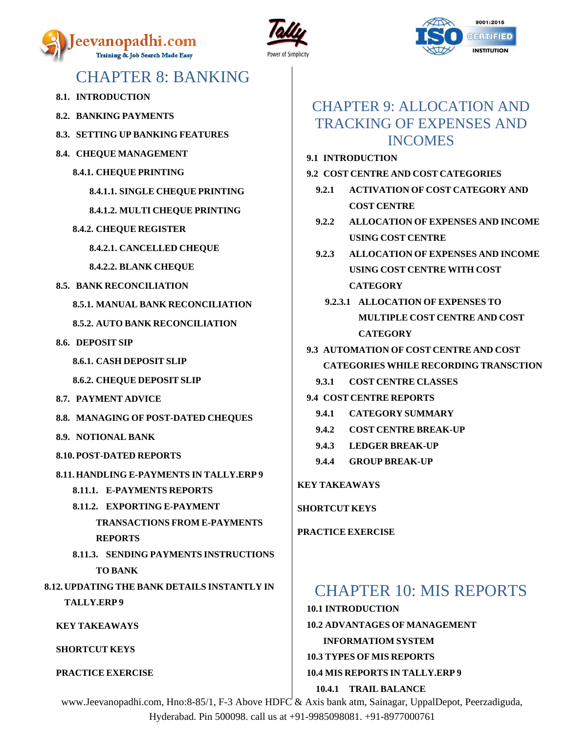# CHAPTER 8: BANKING

- **8.1. INTRODUCTION**
- **8.2. BANKING PAYMENTS**
- **8.3. SETTING UP BANKING FEATURES**
- **8.4. CHEQUE MANAGEMENT**
  - **8.4.1. CHEQUE PRINTING**
    - **8.4.1.1. SINGLE CHEQUE PRINTING**
    - **8.4.1.2. MULTI CHEQUE PRINTING**
  - **8.4.2. CHEQUE REGISTER**
    - **8.4.2.1. CANCELLED CHEQUE**
    - **8.4.2.2. BLANK CHEQUE**
- **8.5. BANK RECONCILIATION**
  - **8.5.1. MANUAL BANK RECONCILIATION**
  - **8.5.2. AUTO BANK RECONCILIATION**
- **8.6. DEPOSIT SIP**
  - **8.6.1. CASH DEPOSIT SLIP**
  - **8.6.2. CHEQUE DEPOSIT SLIP**
- **8.7. PAYMENT ADVICE**
- **8.8. MANAGING OF POST-DATED CHEQUES**
- **8.9. NOTIONAL BANK**
- **8.10. POST-DATED REPORTS**
- **8.11. HANDLING E-PAYMENTS IN TALLY.ERP 9**
  - **8.11.1. E-PAYMENTS REPORTS**
  - **8.11.2. EXPORTING E-PAYMENT TRANSACTIONS FROM E-PAYMENTS REPORTS**
  - **8.11.3. SENDING PAYMENTS INSTRUCTIONS TO BANK**
- **8.12. UPDATING THE BANK DETAILS INSTANTLY IN TALLY.ERP 9**

**KEY TAKEAWAYS**

**SHORTCUT KEYS**

**PRACTICE EXERCISE**

# CHAPTER 9: ALLOCATION AND TRACKING OF EXPENSES AND INCOMES

- **9.1 INTRODUCTION**
- **9.2 COST CENTRE AND COST CATEGORIES**
  - **9.2.1 ACTIVATION OF COST CATEGORY AND COST CENTRE**
  - **9.2.2 ALLOCATION OF EXPENSES AND INCOME USING COST CENTRE**
  - **9.2.3 ALLOCATION OF EXPENSES AND INCOME USING COST CENTRE WITH COST CATEGORY**
    - **9.2.3.1 ALLOCATION OF EXPENSES TO MULTIPLE COST CENTRE AND COST CATEGORY**
- **9.3 AUTOMATION OF COST CENTRE AND COST CATEGORIES WHILE RECORDING TRANSCTION**
  - **9.3.1 COST CENTRE CLASSES**
- **9.4 COST CENTRE REPORTS**
  - **9.4.1 CATEGORY SUMMARY**
  - **9.4.2 COST CENTRE BREAK-UP**
  - **9.4.3 LEDGER BREAK-UP**
  - **9.4.4 GROUP BREAK-UP**

**KEY TAKEAWAYS**

**SHORTCUT KEYS**

**PRACTICE EXERCISE**

# CHAPTER 10: MIS REPORTS

- **10.1 INTRODUCTION**
- **10.2 ADVANTAGES OF MANAGEMENT INFORMATIOM SYSTEM**
- **10.3 TYPES OF MIS REPORTS**
- **10.4 MIS REPORTS IN TALLY.ERP 9**
  - **10.4.1 TRAIL BALANCE**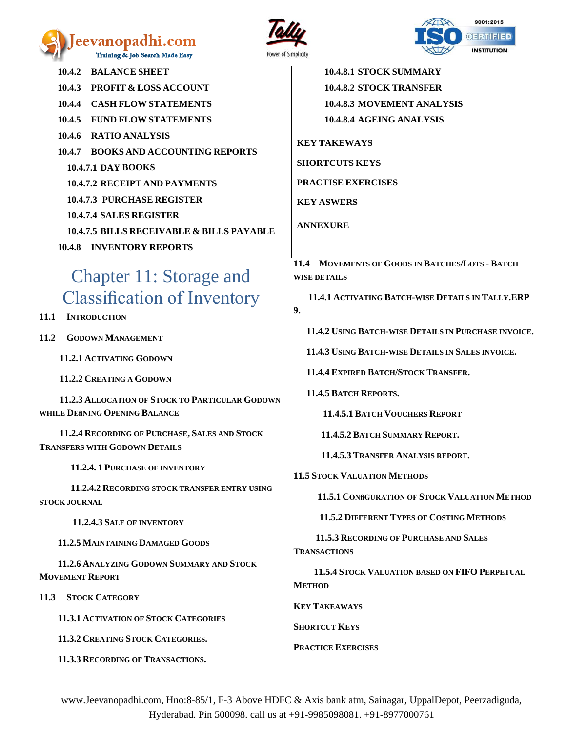10.4.2 BALANCE SHEET

10.4.3 PROFIT & LOSS ACCOUNT

10.4.4 CASH FLOW STATEMENTS

10.4.5 FUND FLOW STATEMENTS

10.4.6 RATIO ANALYSIS

10.4.7 BOOKS AND ACCOUNTING REPORTS

10.4.7.1 DAY BOOKS

10.4.7.2 RECEIPT AND PAYMENTS

10.4.7.3 PURCHASE REGISTER

10.4.7.4 SALES REGISTER

10.4.7.5 BILLS RECEIVABLE & BILLS PAYABLE

10.4.8 INVENTORY REPORTS

10.4.8.1 STOCK SUMMARY

10.4.8.2 STOCK TRANSFER

10.4.8.3 MOVEMENT ANALYSIS

10.4.8.4 AGEING ANALYSIS

KEY TAKEWAYS

SHORTCUTS KEYS

PRACTISE EXERCISES

KEY ASWERS

ANNEXURE

# Chapter 11: Storage and Classification of Inventory

11.1 INTRODUCTION

11.2 GODOWN MANAGEMENT

11.2.1 ACTIVATING GODOWN

11.2.2 CREATING A GODOWN

11.2.3 ALLOCATION OF STOCK TO PARTICULAR GODOWN WHILE DEfiNING OPENING BALANCE

11.2.4 RECORDING OF PURCHASE, SALES AND STOCK TRANSFERS WITH GODOWN DETAILS

11.2.4. 1 PURCHASE OF INVENTORY

11.2.4.2 RECORDING STOCK TRANSFER ENTRY USING STOCK JOURNAL

11.2.4.3 SALE OF INVENTORY

11.2.5 MAINTAINING DAMAGED GOODS

11.2.6 ANALYZING GODOWN SUMMARY AND STOCK MOVEMENT REPORT

11.3 STOCK CATEGORY

11.3.1 ACTIVATION OF STOCK CATEGORIES

11.3.2 CREATING STOCK CATEGORIES.

11.3.3 RECORDING OF TRANSACTIONS.

11.4 MOVEMENTS OF GOODS IN BATCHES/LOTS - BATCH WISE DETAILS

11.4.1 ACTIVATING BATCH-WISE DETAILS IN TALLY.ERP 9.

11.4.2 USING BATCH-WISE DETAILS IN PURCHASE INVOICE.

11.4.3 USING BATCH-WISE DETAILS IN SALES INVOICE.

11.4.4 EXPIRED BATCH/STOCK TRANSFER.

11.4.5 BATCH REPORTS.

11.4.5.1 BATCH VOUCHERS REPORT

11.4.5.2 BATCH SUMMARY REPORT.

11.4.5.3 TRANSFER ANALYSIS REPORT.

11.5 STOCK VALUATION METHODS

11.5.1 CONfiGURATION OF STOCK VALUATION METHOD

11.5.2 DIFFERENT TYPES OF COSTING METHODS

11.5.3 RECORDING OF PURCHASE AND SALES TRANSACTIONS

11.5.4 STOCK VALUATION BASED ON FIFO PERPETUAL METHOD

KEY TAKEAWAYS

SHORTCUT KEYS

PRACTICE EXERCISES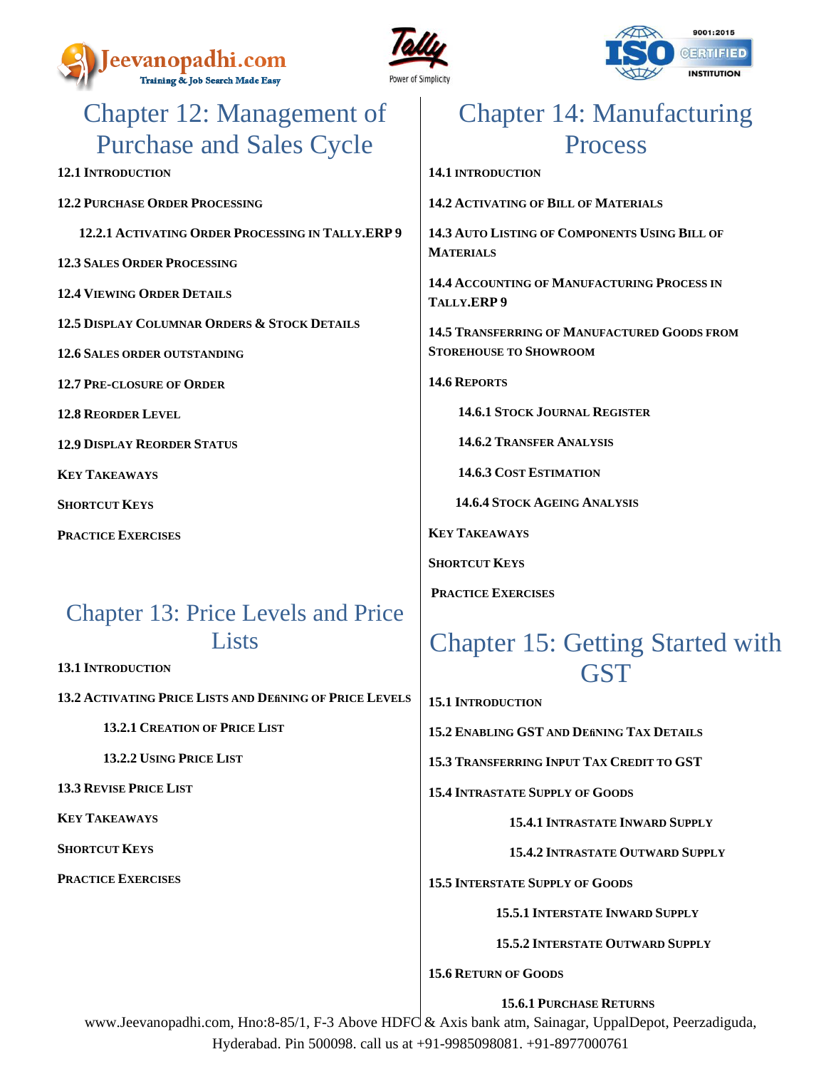## Chapter 12: Management of Purchase and Sales Cycle

**12.1 Introduction**

**12.2 Purchase Order Processing**

**12.2.1 Activating Order Processing in Tally.ERP 9**

**12.3 Sales Order Processing**

**12.4 Viewing Order Details**

**12.5 Display Columnar Orders & Stock Details**

**12.6 Sales order outstanding**

**12.7 Pre-closure of Order**

**12.8 Reorder Level**

**12.9 Display Reorder Status**

**Key Takeaways**

**Shortcut Keys**

**Practice Exercises**

## Chapter 13: Price Levels and Price Lists

**13.1 Introduction**

**13.2 Activating Price Lists and Defining of Price Levels**

**13.2.1 Creation of Price List**

**13.2.2 Using Price List**

**13.3 Revise Price List**

**Key Takeaways**

**Shortcut Keys**

**Practice Exercises**

## Chapter 14: Manufacturing Process

**14.1 Introduction**

**14.2 Activating of Bill of Materials**

**14.3 Auto Listing of Components Using Bill of Materials**

**14.4 Accounting of Manufacturing Process in Tally.ERP 9**

**14.5 Transferring of Manufactured Goods from Storehouse to Showroom**

**14.6 Reports**

**14.6.1 Stock Journal Register**

**14.6.2 Transfer Analysis**

**14.6.3 Cost Estimation**

**14.6.4 Stock Ageing Analysis**

**Key Takeaways**

**Shortcut Keys**

**Practice Exercises**

## Chapter 15: Getting Started with GST

**15.1 Introduction**

**15.2 Enabling GST and Defining Tax Details**

**15.3 Transferring Input Tax Credit to GST**

**15.4 Intrastate Supply of Goods**

**15.4.1 Intrastate Inward Supply**

**15.4.2 Intrastate Outward Supply**

**15.5 Interstate Supply of Goods**

**15.5.1 Interstate Inward Supply**

**15.5.2 Interstate Outward Supply**

**15.6 Return of Goods**

**15.6.1 Purchase Returns**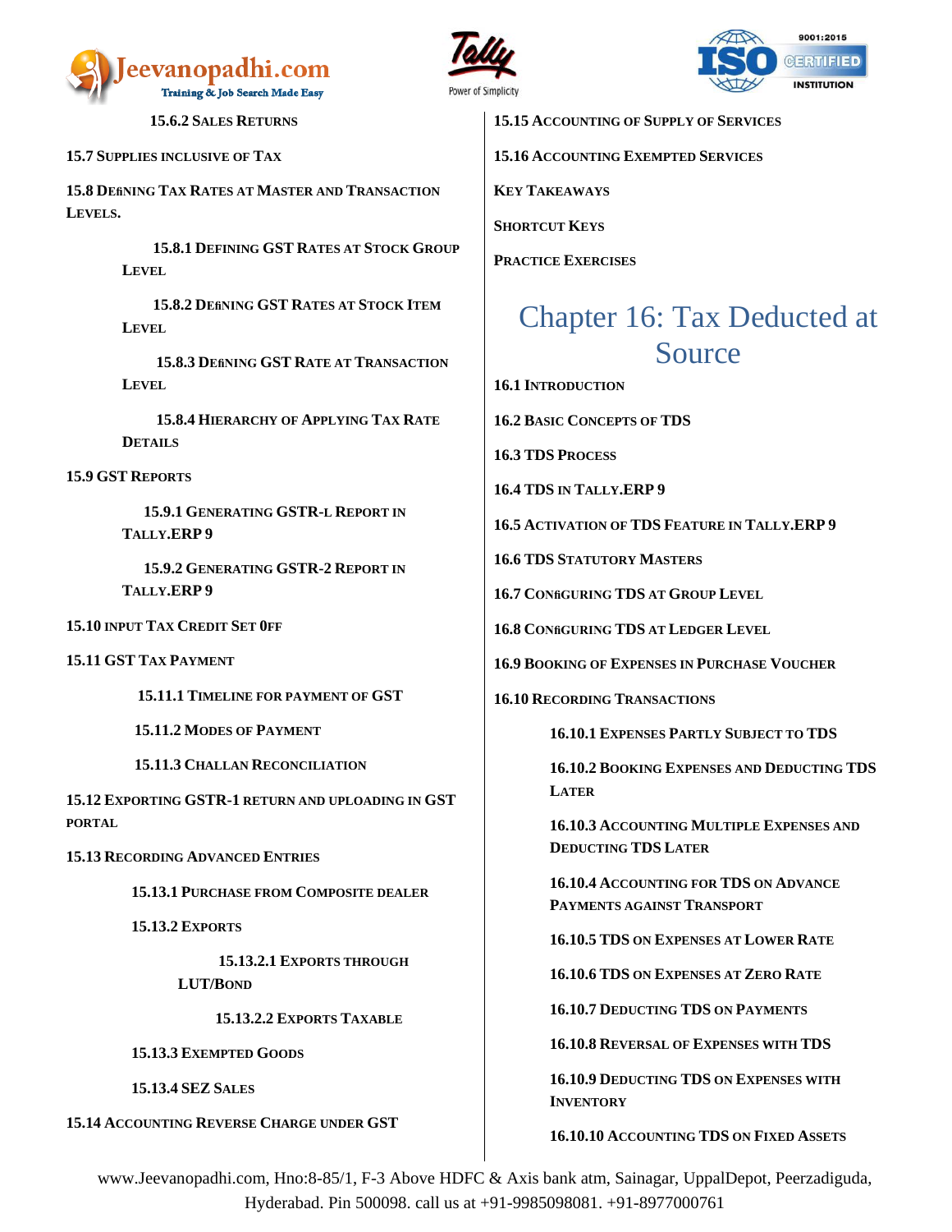15.6.2 SALES RETURNS

15.7 SUPPLIES INCLUSIVE OF TAX

15.8 DEfiNING TAX RATES AT MASTER AND TRANSACTION LEVELS.

15.8.1 DEFINING GST RATES AT STOCK GROUP LEVEL

15.8.2 DEfiNING GST RATES AT STOCK ITEM LEVEL

15.8.3 DEfiNING GST RATE AT TRANSACTION LEVEL

15.8.4 HIERARCHY OF APPLYING TAX RATE DETAILS

15.9 GST REPORTS

15.9.1 GENERATING GSTR-L REPORT IN TALLY.ERP 9

15.9.2 GENERATING GSTR-2 REPORT IN TALLY.ERP 9

15.10 INPUT TAX CREDIT SET 0FF

15.11 GST TAX PAYMENT

15.11.1 TIMELINE FOR PAYMENT OF GST

15.11.2 MODES OF PAYMENT

15.11.3 CHALLAN RECONCILIATION

15.12 EXPORTING GSTR-1 RETURN AND UPLOADING IN GST PORTAL

15.13 RECORDING ADVANCED ENTRIES

15.13.1 PURCHASE FROM COMPOSITE DEALER

15.13.2 EXPORTS

15.13.2.1 EXPORTS THROUGH LUT/BOND

15.13.2.2 EXPORTS TAXABLE

15.13.3 EXEMPTED GOODS

15.13.4 SEZ SALES

15.14 ACCOUNTING REVERSE CHARGE UNDER GST

15.15 ACCOUNTING OF SUPPLY OF SERVICES

15.16 ACCOUNTING EXEMPTED SERVICES

KEY TAKEAWAYS

SHORTCUT KEYS

PRACTICE EXERCISES

# Chapter 16: Tax Deducted at Source

16.1 INTRODUCTION

16.2 BASIC CONCEPTS OF TDS

16.3 TDS PROCESS

16.4 TDS IN TALLY.ERP 9

16.5 ACTIVATION OF TDS FEATURE IN TALLY.ERP 9

16.6 TDS STATUTORY MASTERS

16.7 CONfiGURING TDS AT GROUP LEVEL

16.8 CONfiGURING TDS AT LEDGER LEVEL

16.9 BOOKING OF EXPENSES IN PURCHASE VOUCHER

16.10 RECORDING TRANSACTIONS

16.10.1 EXPENSES PARTLY SUBJECT TO TDS

16.10.2 BOOKING EXPENSES AND DEDUCTING TDS LATER

16.10.3 ACCOUNTING MULTIPLE EXPENSES AND DEDUCTING TDS LATER

16.10.4 ACCOUNTING FOR TDS ON ADVANCE PAYMENTS AGAINST TRANSPORT

16.10.5 TDS ON EXPENSES AT LOWER RATE

16.10.6 TDS ON EXPENSES AT ZERO RATE

16.10.7 DEDUCTING TDS ON PAYMENTS

16.10.8 REVERSAL OF EXPENSES WITH TDS

16.10.9 DEDUCTING TDS ON EXPENSES WITH INVENTORY

16.10.10 ACCOUNTING TDS ON FIXED ASSETS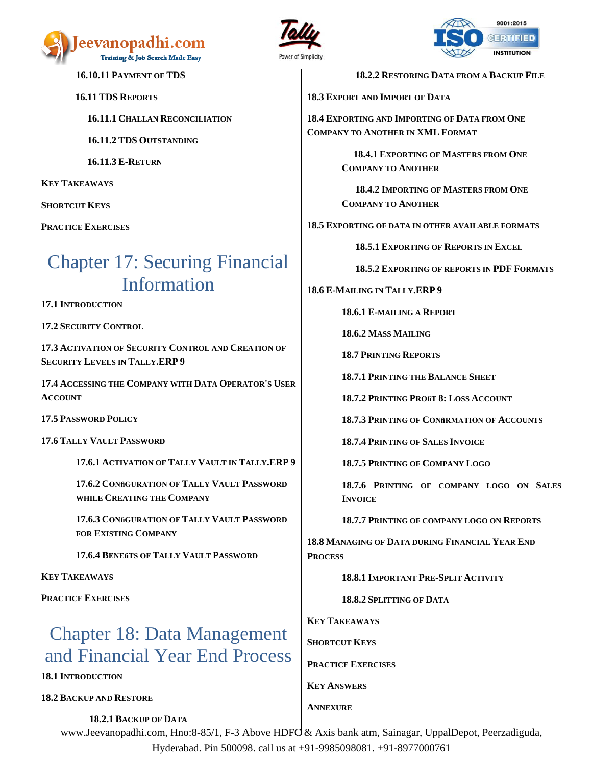16.10.11 PAYMENT OF TDS

16.11 TDS REPORTS

16.11.1 CHALLAN RECONCILIATION

16.11.2 TDS OUTSTANDING

16.11.3 E-RETURN

KEY TAKEAWAYS

SHORTCUT KEYS

PRACTICE EXERCISES

# Chapter 17: Securing Financial Information

17.1 INTRODUCTION

17.2 SECURITY CONTROL

17.3 ACTIVATION OF SECURITY CONTROL AND CREATION OF SECURITY LEVELS IN TALLY.ERP 9

17.4 ACCESSING THE COMPANY WITH DATA OPERATOR'S USER ACCOUNT

17.5 PASSWORD POLICY

17.6 TALLY VAULT PASSWORD

17.6.1 ACTIVATION OF TALLY VAULT IN TALLY.ERP 9

17.6.2 CONFIGURATION OF TALLY VAULT PASSWORD WHILE CREATING THE COMPANY

17.6.3 CONFIGURATION OF TALLY VAULT PASSWORD FOR EXISTING COMPANY

17.6.4 BENEFITS OF TALLY VAULT PASSWORD

KEY TAKEAWAYS

PRACTICE EXERCISES

# Chapter 18: Data Management and Financial Year End Process

18.1 INTRODUCTION

18.2 BACKUP AND RESTORE

18.2.1 BACKUP OF DATA

18.2.2 RESTORING DATA FROM A BACKUP FILE

18.3 EXPORT AND IMPORT OF DATA

18.4 EXPORTING AND IMPORTING OF DATA FROM ONE COMPANY TO ANOTHER IN XML FORMAT

18.4.1 EXPORTING OF MASTERS FROM ONE COMPANY TO ANOTHER

18.4.2 IMPORTING OF MASTERS FROM ONE COMPANY TO ANOTHER

18.5 EXPORTING OF DATA IN OTHER AVAILABLE FORMATS

18.5.1 EXPORTING OF REPORTS IN EXCEL

18.5.2 EXPORTING OF REPORTS IN PDF FORMATS

18.6 E-MAILING IN TALLY.ERP 9

18.6.1 E-MAILING A REPORT

18.6.2 MASS MAILING

18.7 PRINTING REPORTS

18.7.1 PRINTING THE BALANCE SHEET

18.7.2 PRINTING PROFIT 8: LOSS ACCOUNT

18.7.3 PRINTING OF CONFIRMATION OF ACCOUNTS

18.7.4 PRINTING OF SALES INVOICE

18.7.5 PRINTING OF COMPANY LOGO

18.7.6 PRINTING OF COMPANY LOGO ON SALES INVOICE

18.7.7 PRINTING OF COMPANY LOGO ON REPORTS

18.8 MANAGING OF DATA DURING FINANCIAL YEAR END PROCESS

18.8.1 IMPORTANT PRE-SPLIT ACTIVITY

18.8.2 SPLITTING OF DATA

KEY TAKEAWAYS

SHORTCUT KEYS

PRACTICE EXERCISES

KEY ANSWERS

ANNEXURE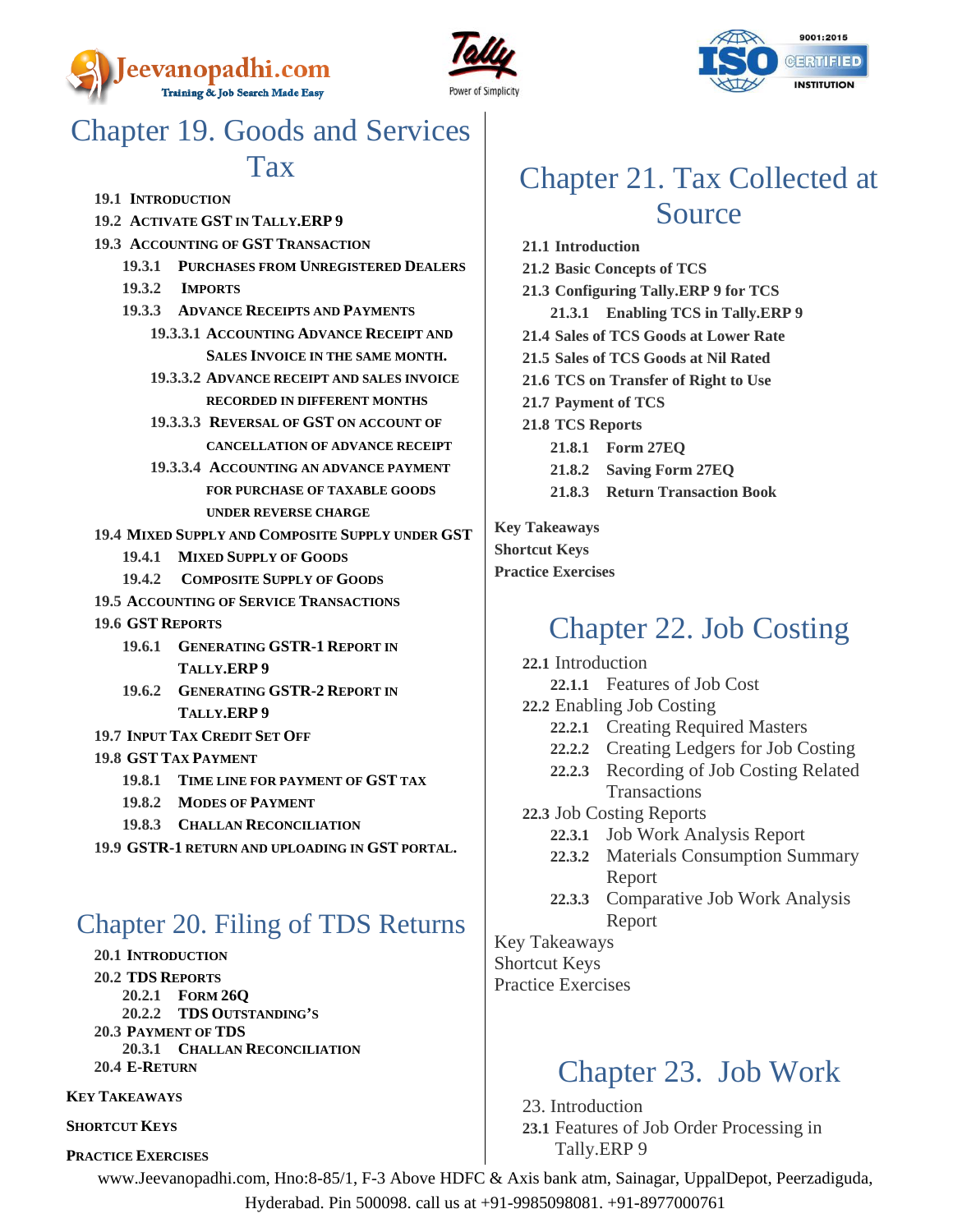# Chapter 19. Goods and Services Tax

- **19.1 INTRODUCTION**
- **19.2 ACTIVATE GST IN TALLY.ERP 9**
- **19.3 ACCOUNTING OF GST TRANSACTION**
  - **19.3.1 PURCHASES FROM UNREGISTERED DEALERS**
  - **19.3.2 IMPORTS**
  - **19.3.3 ADVANCE RECEIPTS AND PAYMENTS**
    - **19.3.3.1 ACCOUNTING ADVANCE RECEIPT AND SALES INVOICE IN THE SAME MONTH.**
    - **19.3.3.2 ADVANCE RECEIPT AND SALES INVOICE RECORDED IN DIFFERENT MONTHS**
    - **19.3.3.3 REVERSAL OF GST ON ACCOUNT OF CANCELLATION OF ADVANCE RECEIPT**
    - **19.3.3.4 ACCOUNTING AN ADVANCE PAYMENT FOR PURCHASE OF TAXABLE GOODS UNDER REVERSE CHARGE**
- **19.4 MIXED SUPPLY AND COMPOSITE SUPPLY UNDER GST**
  - **19.4.1 MIXED SUPPLY OF GOODS**
  - **19.4.2 COMPOSITE SUPPLY OF GOODS**
- **19.5 ACCOUNTING OF SERVICE TRANSACTIONS**
- **19.6 GST REPORTS**
  - **19.6.1 GENERATING GSTR-1 REPORT IN TALLY.ERP 9**
  - **19.6.2 GENERATING GSTR-2 REPORT IN TALLY.ERP 9**
- **19.7 INPUT TAX CREDIT SET OFF**
- **19.8 GST TAX PAYMENT**
  - **19.8.1 TIME LINE FOR PAYMENT OF GST TAX**
  - **19.8.2 MODES OF PAYMENT**
  - **19.8.3 CHALLAN RECONCILIATION**
- **19.9 GSTR-1 RETURN AND UPLOADING IN GST PORTAL.**

# Chapter 20. Filing of TDS Returns

- **20.1 INTRODUCTION**
- **20.2 TDS REPORTS**
  - **20.2.1 FORM 26Q**
  - **20.2.2 TDS OUTSTANDING'S**
- **20.3 PAYMENT OF TDS**
  - **20.3.1 CHALLAN RECONCILIATION**
- **20.4 E-RETURN**

**KEY TAKEAWAYS**

**SHORTCUT KEYS**

**PRACTICE EXERCISES**

# Chapter 21. Tax Collected at Source

- **21.1 Introduction**
- **21.2 Basic Concepts of TCS**
- **21.3 Configuring Tally.ERP 9 for TCS**
  - **21.3.1 Enabling TCS in Tally.ERP 9**
- **21.4 Sales of TCS Goods at Lower Rate**
- **21.5 Sales of TCS Goods at Nil Rated**
- **21.6 TCS on Transfer of Right to Use**
- **21.7 Payment of TCS**
- **21.8 TCS Reports**
  - **21.8.1 Form 27EQ**
  - **21.8.2 Saving Form 27EQ**
  - **21.8.3 Return Transaction Book**

**Key Takeaways**

**Shortcut Keys**

**Practice Exercises**

# Chapter 22. Job Costing

- **22.1** Introduction
  - **22.1.1** Features of Job Cost
- **22.2** Enabling Job Costing
  - **22.2.1** Creating Required Masters
  - **22.2.2** Creating Ledgers for Job Costing
  - **22.2.3** Recording of Job Costing Related Transactions
- **22.3** Job Costing Reports
  - **22.3.1** Job Work Analysis Report
  - **22.3.2** Materials Consumption Summary Report
  - **22.3.3** Comparative Job Work Analysis Report

Key Takeaways

Shortcut Keys

Practice Exercises

# Chapter 23. Job Work

- 23. Introduction
- **23.1** Features of Job Order Processing in Tally.ERP 9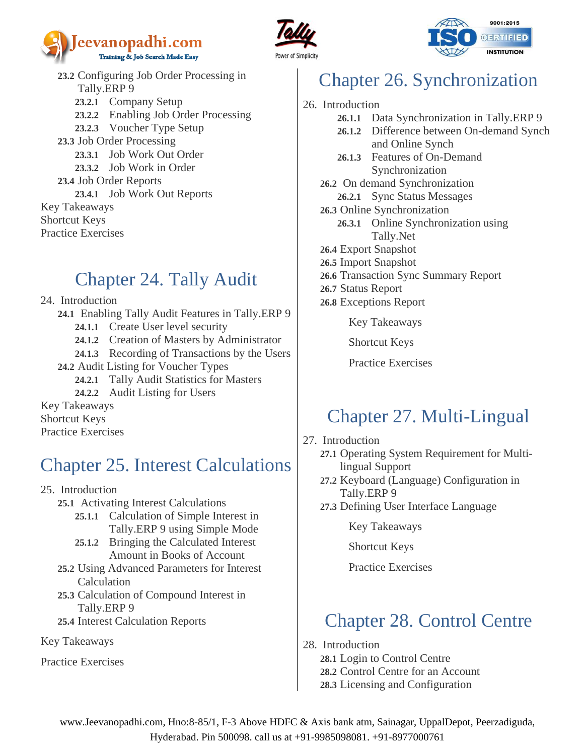**23.2** Configuring Job Order Processing in Tally.ERP 9
- **23.2.1** Company Setup
- **23.2.2** Enabling Job Order Processing
- **23.2.3** Voucher Type Setup

**23.3** Job Order Processing
- **23.3.1** Job Work Out Order
- **23.3.2** Job Work in Order

**23.4** Job Order Reports
- **23.4.1** Job Work Out Reports

Key Takeaways
Shortcut Keys
Practice Exercises

# Chapter 24. Tally Audit

24. Introduction

**24.1** Enabling Tally Audit Features in Tally.ERP 9
- **24.1.1** Create User level security
- **24.1.2** Creation of Masters by Administrator
- **24.1.3** Recording of Transactions by the Users

**24.2** Audit Listing for Voucher Types
- **24.2.1** Tally Audit Statistics for Masters
- **24.2.2** Audit Listing for Users

Key Takeaways
Shortcut Keys
Practice Exercises

# Chapter 25. Interest Calculations

25. Introduction

**25.1** Activating Interest Calculations
- **25.1.1** Calculation of Simple Interest in Tally.ERP 9 using Simple Mode
- **25.1.2** Bringing the Calculated Interest Amount in Books of Account

**25.2** Using Advanced Parameters for Interest Calculation

**25.3** Calculation of Compound Interest in Tally.ERP 9

**25.4** Interest Calculation Reports

Key Takeaways

Practice Exercises

# Chapter 26. Synchronization

26. Introduction
- **26.1.1** Data Synchronization in Tally.ERP 9
- **26.1.2** Difference between On-demand Synch and Online Synch
- **26.1.3** Features of On-Demand Synchronization

**26.2** On demand Synchronization
- **26.2.1** Sync Status Messages

**26.3** Online Synchronization
- **26.3.1** Online Synchronization using Tally.Net

**26.4** Export Snapshot

**26.5** Import Snapshot

**26.6** Transaction Sync Summary Report

**26.7** Status Report

**26.8** Exceptions Report

Key Takeaways

Shortcut Keys

Practice Exercises

# Chapter 27. Multi-Lingual

27. Introduction

**27.1** Operating System Requirement for Multi-lingual Support

**27.2** Keyboard (Language) Configuration in Tally.ERP 9

**27.3** Defining User Interface Language

Key Takeaways

Shortcut Keys

Practice Exercises

# Chapter 28. Control Centre

28. Introduction

**28.1** Login to Control Centre

**28.2** Control Centre for an Account

**28.3** Licensing and Configuration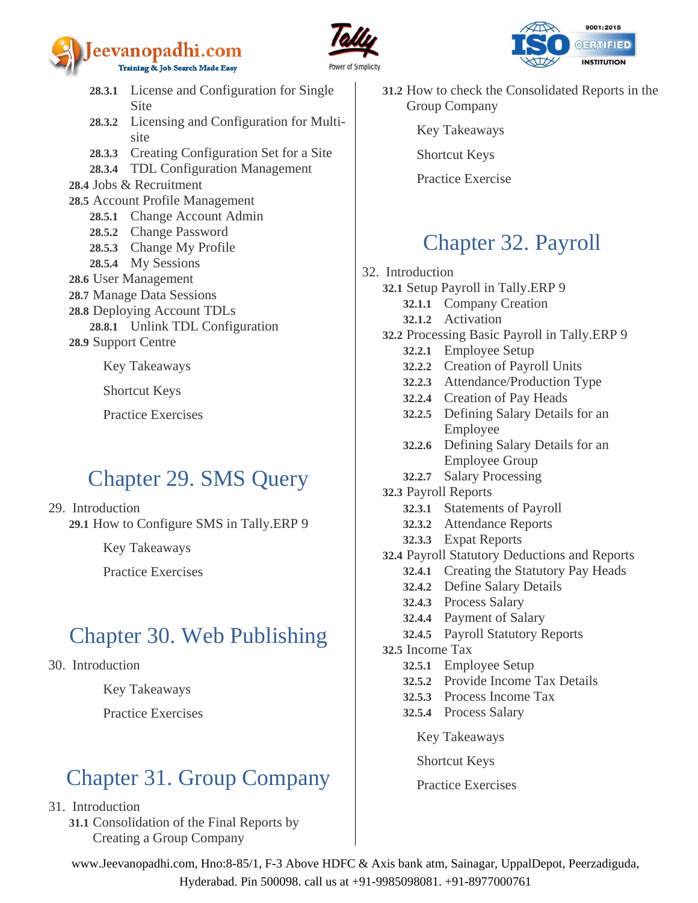- **28.3.1** License and Configuration for Single Site
- **28.3.2** Licensing and Configuration for Multi-site
- **28.3.3** Creating Configuration Set for a Site
- **28.3.4** TDL Configuration Management

**28.4** Jobs & Recruitment
**28.5** Account Profile Management

- **28.5.1** Change Account Admin
- **28.5.2** Change Password
- **28.5.3** Change My Profile
- **28.5.4** My Sessions

**28.6** User Management
**28.7** Manage Data Sessions
**28.8** Deploying Account TDLs

- **28.8.1** Unlink TDL Configuration

**28.9** Support Centre

Key Takeaways

Shortcut Keys

Practice Exercises

## Chapter 29. SMS Query

29. Introduction

**29.1** How to Configure SMS in Tally.ERP 9

Key Takeaways

Practice Exercises

## Chapter 30. Web Publishing

30. Introduction

Key Takeaways

Practice Exercises

## Chapter 31. Group Company

31. Introduction

**31.1** Consolidation of the Final Reports by Creating a Group Company
**31.2** How to check the Consolidated Reports in the Group Company

Key Takeaways

Shortcut Keys

Practice Exercise

## Chapter 32. Payroll

32. Introduction

**32.1** Setup Payroll in Tally.ERP 9

- **32.1.1** Company Creation
- **32.1.2** Activation

**32.2** Processing Basic Payroll in Tally.ERP 9

- **32.2.1** Employee Setup
- **32.2.2** Creation of Payroll Units
- **32.2.3** Attendance/Production Type
- **32.2.4** Creation of Pay Heads
- **32.2.5** Defining Salary Details for an Employee
- **32.2.6** Defining Salary Details for an Employee Group
- **32.2.7** Salary Processing

**32.3** Payroll Reports

- **32.3.1** Statements of Payroll
- **32.3.2** Attendance Reports
- **32.3.3** Expat Reports

**32.4** Payroll Statutory Deductions and Reports

- **32.4.1** Creating the Statutory Pay Heads
- **32.4.2** Define Salary Details
- **32.4.3** Process Salary
- **32.4.4** Payment of Salary
- **32.4.5** Payroll Statutory Reports

**32.5** Income Tax

- **32.5.1** Employee Setup
- **32.5.2** Provide Income Tax Details
- **32.5.3** Process Income Tax
- **32.5.4** Process Salary

Key Takeaways

Shortcut Keys

Practice Exercises